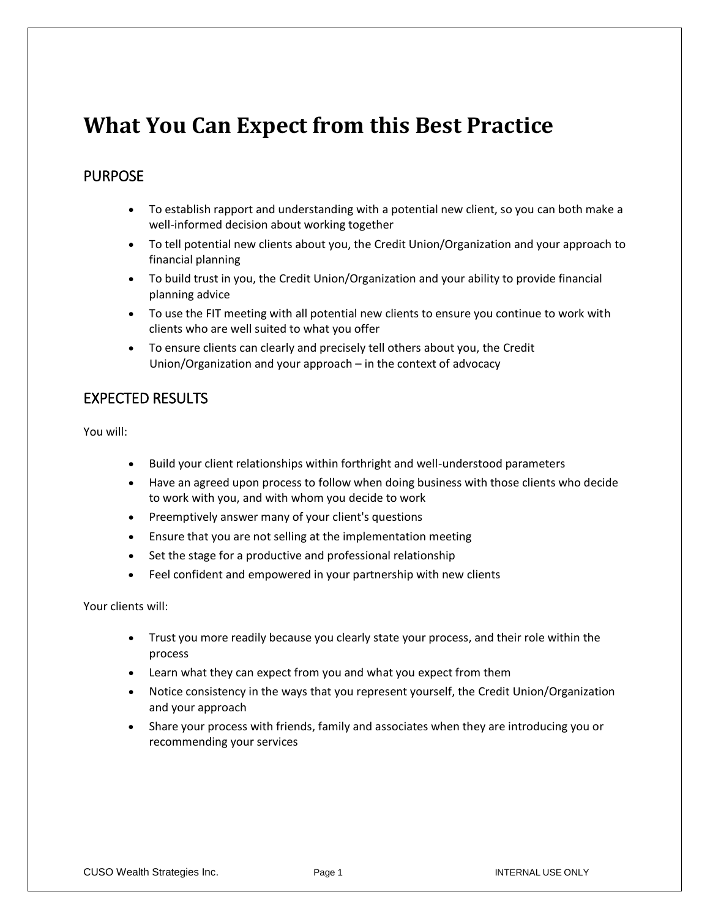# What You Can Expect from this Best Practice

## PURPOSE

- To establish rapport and understanding with a potential new client, so you can both make a well-informed decision about working together
- To tell potential new clients about you, the Credit Union/Organization and your approach to financial planning
- To build trust in you, the Credit Union/Organization and your ability to provide financial planning advice
- To use the FIT meeting with all potential new clients to ensure you continue to work with clients who are well suited to what you offer
- To ensure clients can clearly and precisely tell others about you, the Credit Union/Organization and your approach – in the context of advocacy

## EXPECTED RESULTS

You will:

- Build your client relationships within forthright and well-understood parameters
- Have an agreed upon process to follow when doing business with those clients who decide to work with you, and with whom you decide to work
- Preemptively answer many of your client's questions
- Ensure that you are not selling at the implementation meeting
- Set the stage for a productive and professional relationship
- Feel confident and empowered in your partnership with new clients

Your clients will:

- Trust you more readily because you clearly state your process, and their role within the process
- Learn what they can expect from you and what you expect from them
- Notice consistency in the ways that you represent yourself, the Credit Union/Organization and your approach
- Share your process with friends, family and associates when they are introducing you or recommending your services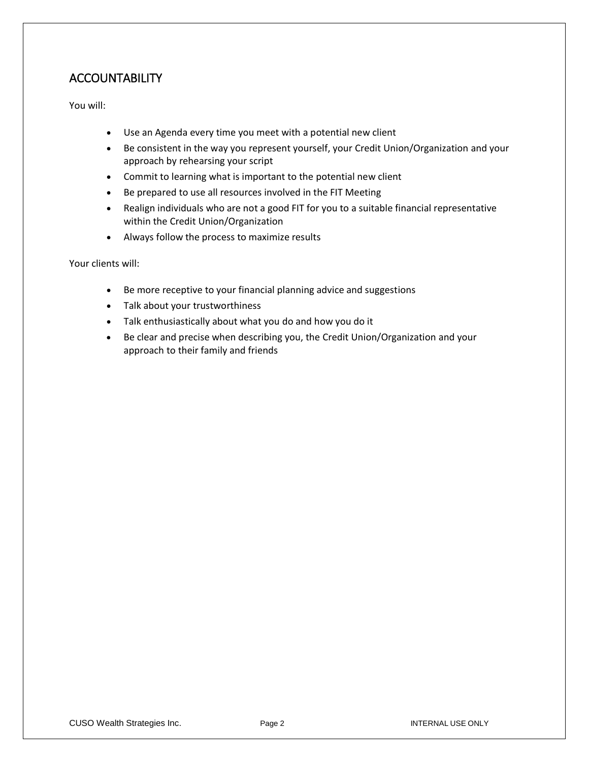## ACCOUNTABILITY

You will:

- Use an Agenda every time you meet with a potential new client
- Be consistent in the way you represent yourself, your Credit Union/Organization and your approach by rehearsing your script
- Commit to learning what is important to the potential new client
- Be prepared to use all resources involved in the FIT Meeting
- Realign individuals who are not a good FIT for you to a suitable financial representative within the Credit Union/Organization
- Always follow the process to maximize results

Your clients will:

- Be more receptive to your financial planning advice and suggestions
- Talk about your trustworthiness
- Talk enthusiastically about what you do and how you do it
- Be clear and precise when describing you, the Credit Union/Organization and your approach to their family and friends